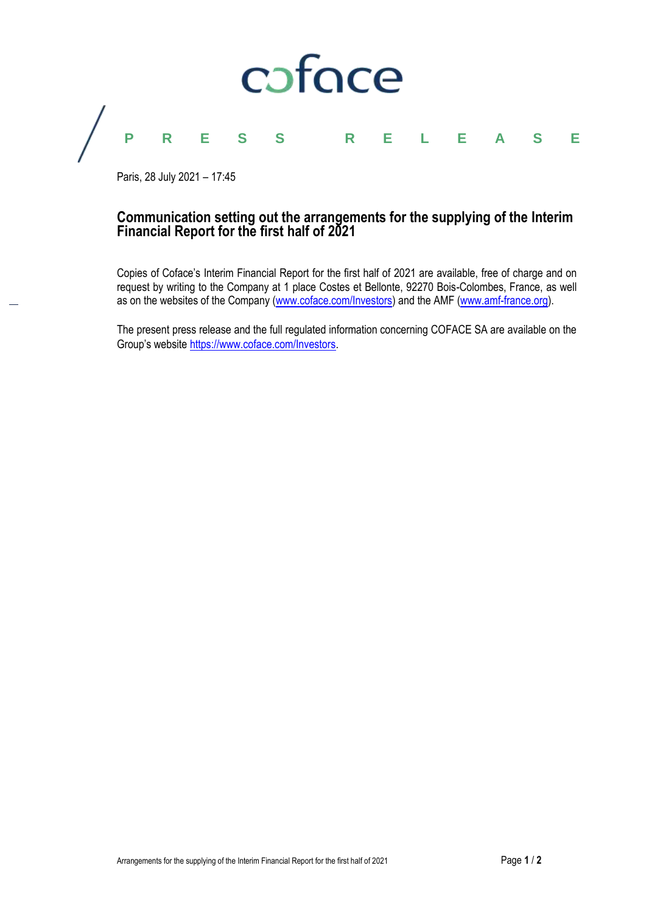coface

PRESS RELEASE

Paris, 28 July 2021 – 17:45

# Communication setting out the arrangements for the supplying of the Interim Financial Report for the first half of 2021

Copies of Coface's Interim Financial Report for the first half of 2021 are available, free of charge and on request by writing to the Company at 1 place Costes et Bellonte, 92270 Bois-Colombes, France, as well as on the websites of the Company (www.coface.com/Investors) and the AMF (www.amf-france.org).

The present press release and the full regulated information concerning COFACE SA are available on the Group's website https://www.coface.com/Investors.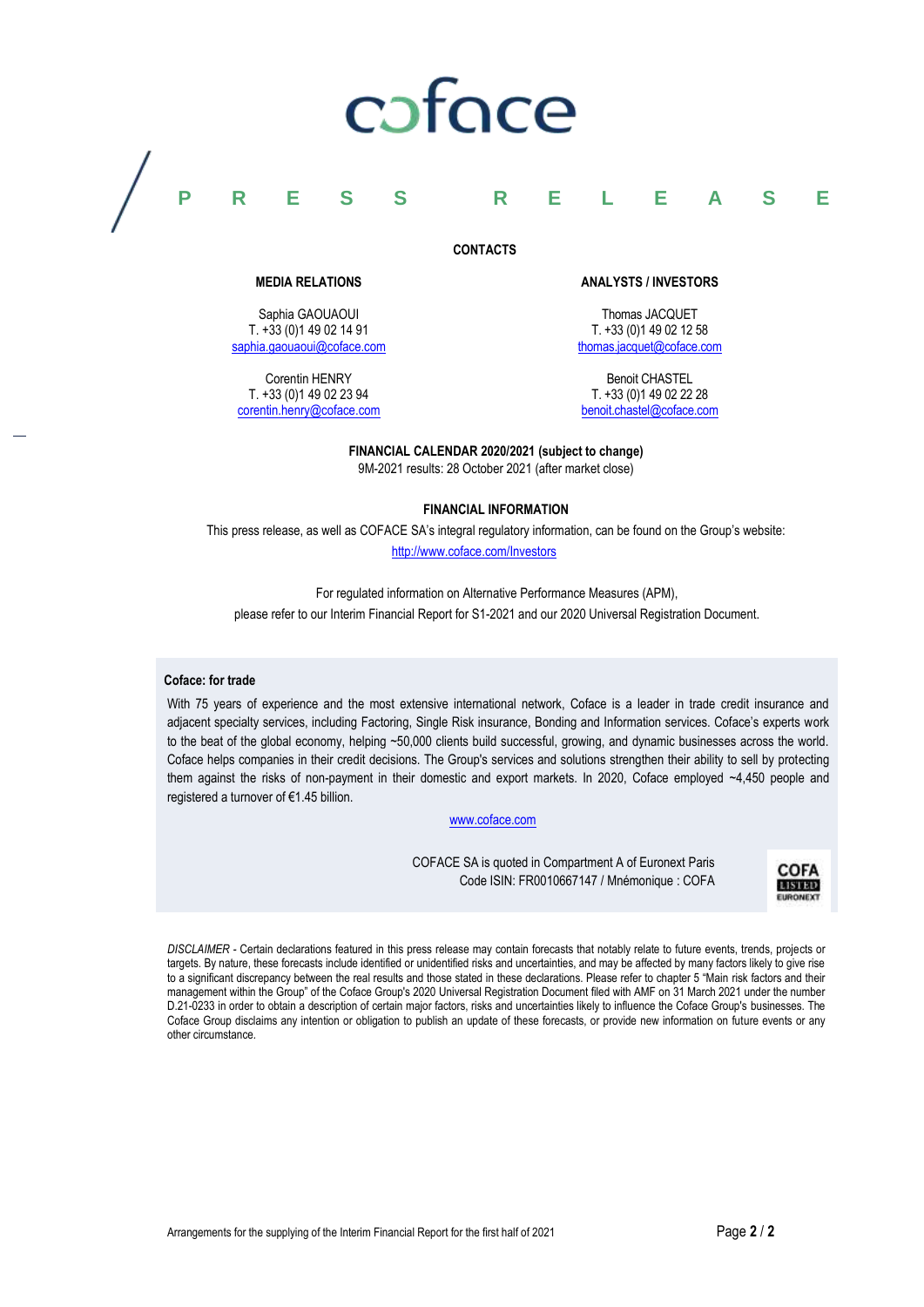# PRESS RELEASE

**CONTACTS**

**MEDIA RELATIONS**

Saphia GAOUAOUI
T. +33 (0)1 49 02 14 91
saphia.gaouaoui@coface.com

Corentin HENRY
T. +33 (0)1 49 02 23 94
corentin.henry@coface.com

**ANALYSTS / INVESTORS**

Thomas JACQUET
T. +33 (0)1 49 02 12 58
thomas.jacquet@coface.com

Benoit CHASTEL
T. +33 (0)1 49 02 22 28
benoit.chastel@coface.com

**FINANCIAL CALENDAR 2020/2021 (subject to change)**
9M-2021 results: 28 October 2021 (after market close)

**FINANCIAL INFORMATION**
This press release, as well as COFACE SA's integral regulatory information, can be found on the Group's website:
http://www.coface.com/Investors

For regulated information on Alternative Performance Measures (APM),
please refer to our Interim Financial Report for S1-2021 and our 2020 Universal Registration Document.

**Coface: for trade**

With 75 years of experience and the most extensive international network, Coface is a leader in trade credit insurance and adjacent specialty services, including Factoring, Single Risk insurance, Bonding and Information services. Coface's experts work to the beat of the global economy, helping ~50,000 clients build successful, growing, and dynamic businesses across the world. Coface helps companies in their credit decisions. The Group's services and solutions strengthen their ability to sell by protecting them against the risks of non-payment in their domestic and export markets. In 2020, Coface employed ~4,450 people and registered a turnover of €1.45 billion.

www.coface.com

COFACE SA is quoted in Compartment A of Euronext Paris
Code ISIN: FR0010667147 / Mnémonique : COFA

COFA LISTED EURONEXT

*DISCLAIMER* - Certain declarations featured in this press release may contain forecasts that notably relate to future events, trends, projects or targets. By nature, these forecasts include identified or unidentified risks and uncertainties, and may be affected by many factors likely to give rise to a significant discrepancy between the real results and those stated in these declarations. Please refer to chapter 5 "Main risk factors and their management within the Group" of the Coface Group's 2020 Universal Registration Document filed with AMF on 31 March 2021 under the number D.21-0233 in order to obtain a description of certain major factors, risks and uncertainties likely to influence the Coface Group's businesses. The Coface Group disclaims any intention or obligation to publish an update of these forecasts, or provide new information on future events or any other circumstance.